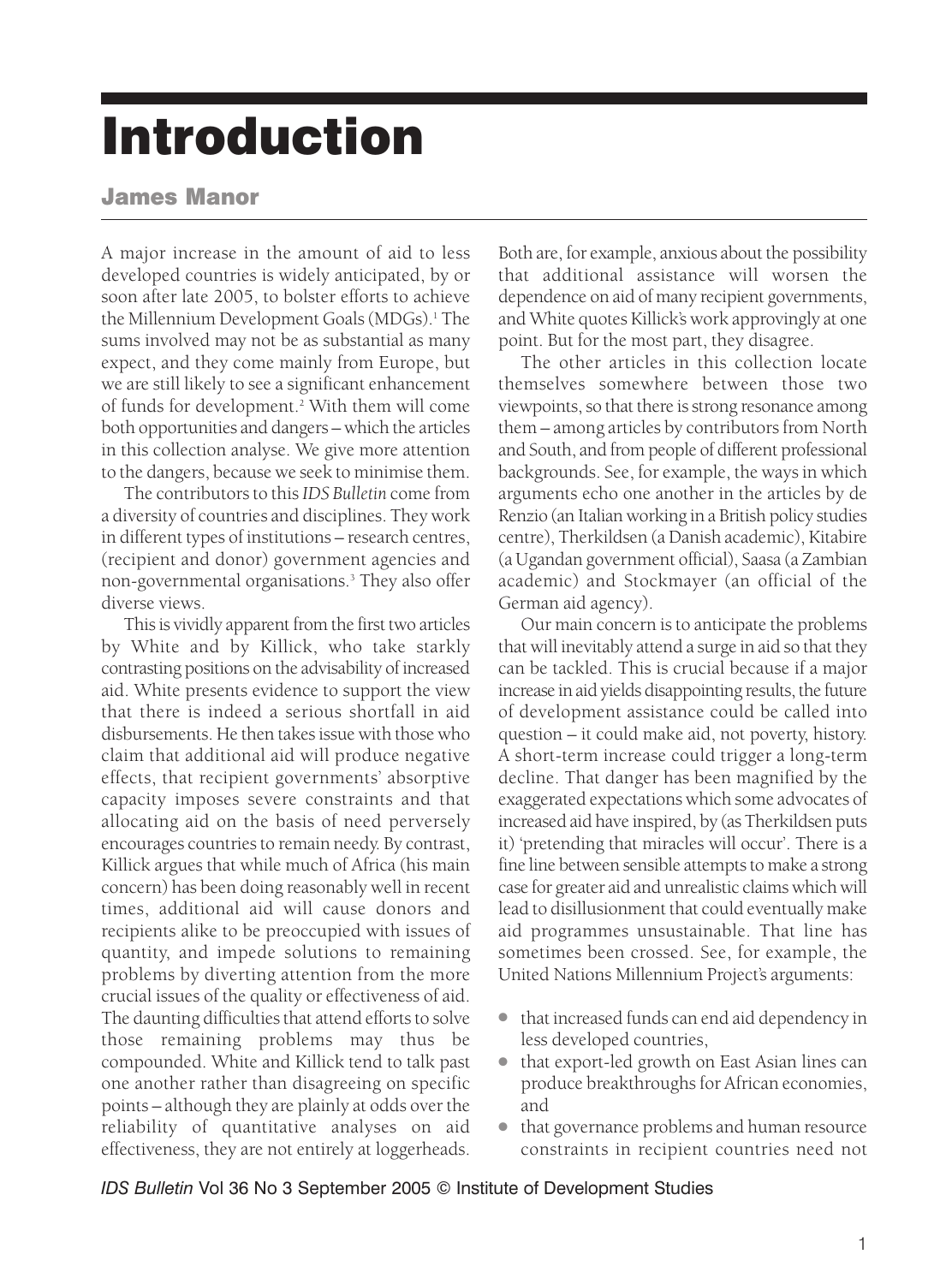# Introduction

## James Manor

A major increase in the amount of aid to less developed countries is widely anticipated, by or soon after late 2005, to bolster efforts to achieve the Millennium Development Goals (MDGs).[1] The sums involved may not be as substantial as many expect, and they come mainly from Europe, but we are still likely to see a significant enhancement of funds for development.[2] With them will come both opportunities and dangers – which the articles in this collection analyse. We give more attention to the dangers, because we seek to minimise them.

The contributors to this *IDS Bulletin* come from a diversity of countries and disciplines. They work in different types of institutions – research centres, (recipient and donor) government agencies and non-governmental organisations.[3] They also offer diverse views.

This is vividly apparent from the first two articles by White and by Killick, who take starkly contrasting positions on the advisability of increased aid. White presents evidence to support the view that there is indeed a serious shortfall in aid disbursements. He then takes issue with those who claim that additional aid will produce negative effects, that recipient governments' absorptive capacity imposes severe constraints and that allocating aid on the basis of need perversely encourages countries to remain needy. By contrast, Killick argues that while much of Africa (his main concern) has been doing reasonably well in recent times, additional aid will cause donors and recipients alike to be preoccupied with issues of quantity, and impede solutions to remaining problems by diverting attention from the more crucial issues of the quality or effectiveness of aid. The daunting difficulties that attend efforts to solve those remaining problems may thus be compounded. White and Killick tend to talk past one another rather than disagreeing on specific points – although they are plainly at odds over the reliability of quantitative analyses on aid effectiveness, they are not entirely at loggerheads. Both are, for example, anxious about the possibility that additional assistance will worsen the dependence on aid of many recipient governments, and White quotes Killick's work approvingly at one point. But for the most part, they disagree.

The other articles in this collection locate themselves somewhere between those two viewpoints, so that there is strong resonance among them – among articles by contributors from North and South, and from people of different professional backgrounds. See, for example, the ways in which arguments echo one another in the articles by de Renzio (an Italian working in a British policy studies centre), Therkildsen (a Danish academic), Kitabire (a Ugandan government official), Saasa (a Zambian academic) and Stockmayer (an official of the German aid agency).

Our main concern is to anticipate the problems that will inevitably attend a surge in aid so that they can be tackled. This is crucial because if a major increase in aid yields disappointing results, the future of development assistance could be called into question – it could make aid, not poverty, history. A short-term increase could trigger a long-term decline. That danger has been magnified by the exaggerated expectations which some advocates of increased aid have inspired, by (as Therkildsen puts it) 'pretending that miracles will occur'. There is a fine line between sensible attempts to make a strong case for greater aid and unrealistic claims which will lead to disillusionment that could eventually make aid programmes unsustainable. That line has sometimes been crossed. See, for example, the United Nations Millennium Project's arguments:

- that increased funds can end aid dependency in less developed countries,
- that export-led growth on East Asian lines can produce breakthroughs for African economies, and
- that governance problems and human resource constraints in recipient countries need not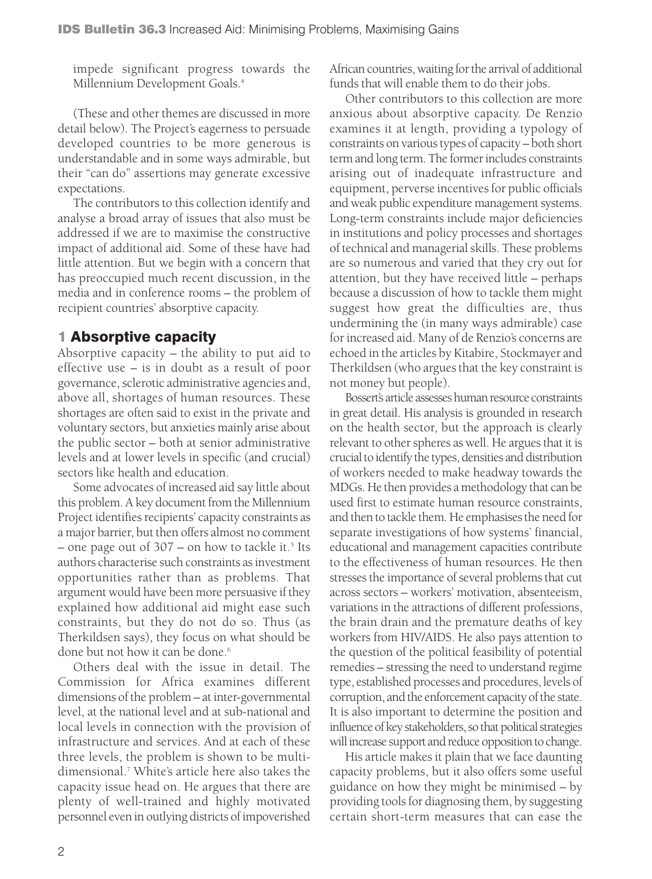impede significant progress towards the Millennium Development Goals.[4]

(These and other themes are discussed in more detail below). The Project's eagerness to persuade developed countries to be more generous is understandable and in some ways admirable, but their "can do" assertions may generate excessive expectations.

The contributors to this collection identify and analyse a broad array of issues that also must be addressed if we are to maximise the constructive impact of additional aid. Some of these have had little attention. But we begin with a concern that has preoccupied much recent discussion, in the media and in conference rooms – the problem of recipient countries' absorptive capacity.

## 1 Absorptive capacity

Absorptive capacity – the ability to put aid to effective use – is in doubt as a result of poor governance, sclerotic administrative agencies and, above all, shortages of human resources. These shortages are often said to exist in the private and voluntary sectors, but anxieties mainly arise about the public sector – both at senior administrative levels and at lower levels in specific (and crucial) sectors like health and education.

Some advocates of increased aid say little about this problem. A key document from the Millennium Project identifies recipients' capacity constraints as a major barrier, but then offers almost no comment – one page out of 307 – on how to tackle it.[5] Its authors characterise such constraints as investment opportunities rather than as problems. That argument would have been more persuasive if they explained how additional aid might ease such constraints, but they do not do so. Thus (as Therkildsen says), they focus on what should be done but not how it can be done.[6]

Others deal with the issue in detail. The Commission for Africa examines different dimensions of the problem – at inter-governmental level, at the national level and at sub-national and local levels in connection with the provision of infrastructure and services. And at each of these three levels, the problem is shown to be multi-dimensional.[7] White's article here also takes the capacity issue head on. He argues that there are plenty of well-trained and highly motivated personnel even in outlying districts of impoverished African countries, waiting for the arrival of additional funds that will enable them to do their jobs.

Other contributors to this collection are more anxious about absorptive capacity. De Renzio examines it at length, providing a typology of constraints on various types of capacity – both short term and long term. The former includes constraints arising out of inadequate infrastructure and equipment, perverse incentives for public officials and weak public expenditure management systems. Long-term constraints include major deficiencies in institutions and policy processes and shortages of technical and managerial skills. These problems are so numerous and varied that they cry out for attention, but they have received little – perhaps because a discussion of how to tackle them might suggest how great the difficulties are, thus undermining the (in many ways admirable) case for increased aid. Many of de Renzio's concerns are echoed in the articles by Kitabire, Stockmayer and Therkildsen (who argues that the key constraint is not money but people).

Bossert's article assesses human resource constraints in great detail. His analysis is grounded in research on the health sector, but the approach is clearly relevant to other spheres as well. He argues that it is crucial to identify the types, densities and distribution of workers needed to make headway towards the MDGs. He then provides a methodology that can be used first to estimate human resource constraints, and then to tackle them. He emphasises the need for separate investigations of how systems' financial, educational and management capacities contribute to the effectiveness of human resources. He then stresses the importance of several problems that cut across sectors – workers' motivation, absenteeism, variations in the attractions of different professions, the brain drain and the premature deaths of key workers from HIV/AIDS. He also pays attention to the question of the political feasibility of potential remedies – stressing the need to understand regime type, established processes and procedures, levels of corruption, and the enforcement capacity of the state. It is also important to determine the position and influence of key stakeholders, so that political strategies will increase support and reduce opposition to change.

His article makes it plain that we face daunting capacity problems, but it also offers some useful guidance on how they might be minimised – by providing tools for diagnosing them, by suggesting certain short-term measures that can ease the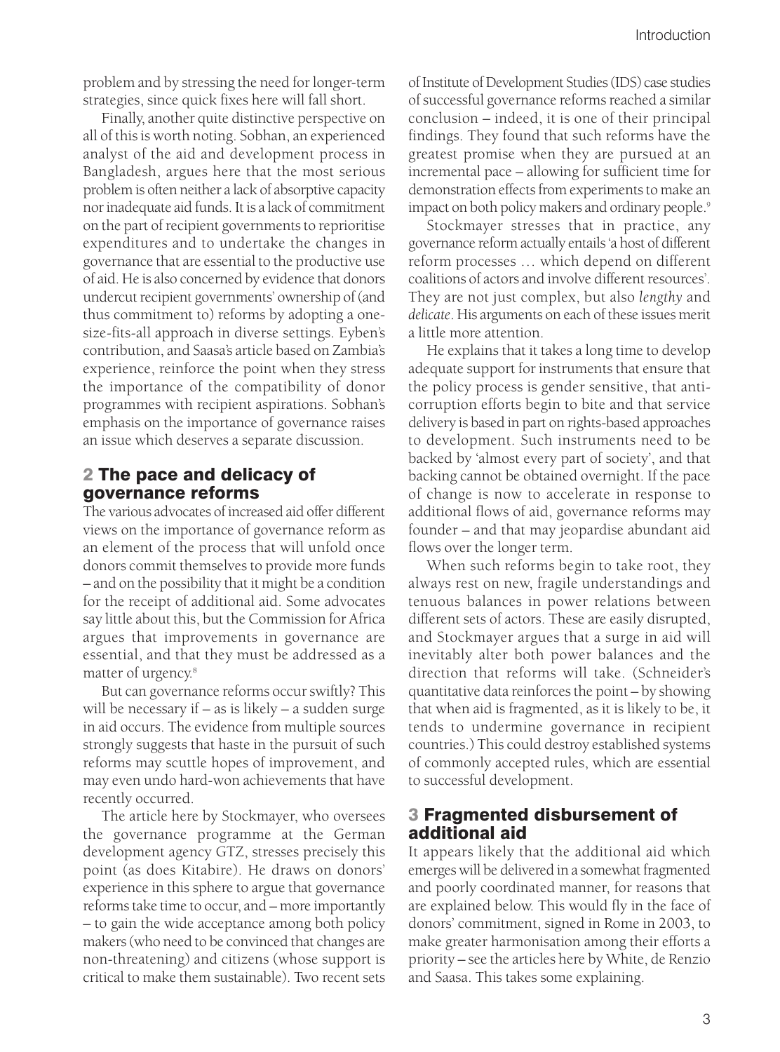problem and by stressing the need for longer-term strategies, since quick fixes here will fall short.

Finally, another quite distinctive perspective on all of this is worth noting. Sobhan, an experienced analyst of the aid and development process in Bangladesh, argues here that the most serious problem is often neither a lack of absorptive capacity nor inadequate aid funds. It is a lack of commitment on the part of recipient governments to reprioritise expenditures and to undertake the changes in governance that are essential to the productive use of aid. He is also concerned by evidence that donors undercut recipient governments' ownership of (and thus commitment to) reforms by adopting a one-size-fits-all approach in diverse settings. Eyben's contribution, and Saasa's article based on Zambia's experience, reinforce the point when they stress the importance of the compatibility of donor programmes with recipient aspirations. Sobhan's emphasis on the importance of governance raises an issue which deserves a separate discussion.

## 2 The pace and delicacy of governance reforms

The various advocates of increased aid offer different views on the importance of governance reform as an element of the process that will unfold once donors commit themselves to provide more funds – and on the possibility that it might be a condition for the receipt of additional aid. Some advocates say little about this, but the Commission for Africa argues that improvements in governance are essential, and that they must be addressed as a matter of urgency.[8]

But can governance reforms occur swiftly? This will be necessary if – as is likely – a sudden surge in aid occurs. The evidence from multiple sources strongly suggests that haste in the pursuit of such reforms may scuttle hopes of improvement, and may even undo hard-won achievements that have recently occurred.

The article here by Stockmayer, who oversees the governance programme at the German development agency GTZ, stresses precisely this point (as does Kitabire). He draws on donors' experience in this sphere to argue that governance reforms take time to occur, and – more importantly – to gain the wide acceptance among both policy makers (who need to be convinced that changes are non-threatening) and citizens (whose support is critical to make them sustainable). Two recent sets of Institute of Development Studies (IDS) case studies of successful governance reforms reached a similar conclusion – indeed, it is one of their principal findings. They found that such reforms have the greatest promise when they are pursued at an incremental pace – allowing for sufficient time for demonstration effects from experiments to make an impact on both policy makers and ordinary people.[9]

Stockmayer stresses that in practice, any governance reform actually entails 'a host of different reform processes … which depend on different coalitions of actors and involve different resources'. They are not just complex, but also *lengthy* and *delicate*. His arguments on each of these issues merit a little more attention.

He explains that it takes a long time to develop adequate support for instruments that ensure that the policy process is gender sensitive, that anti-corruption efforts begin to bite and that service delivery is based in part on rights-based approaches to development. Such instruments need to be backed by 'almost every part of society', and that backing cannot be obtained overnight. If the pace of change is now to accelerate in response to additional flows of aid, governance reforms may founder – and that may jeopardise abundant aid flows over the longer term.

When such reforms begin to take root, they always rest on new, fragile understandings and tenuous balances in power relations between different sets of actors. These are easily disrupted, and Stockmayer argues that a surge in aid will inevitably alter both power balances and the direction that reforms will take. (Schneider's quantitative data reinforces the point – by showing that when aid is fragmented, as it is likely to be, it tends to undermine governance in recipient countries.) This could destroy established systems of commonly accepted rules, which are essential to successful development.

## 3 Fragmented disbursement of additional aid

It appears likely that the additional aid which emerges will be delivered in a somewhat fragmented and poorly coordinated manner, for reasons that are explained below. This would fly in the face of donors' commitment, signed in Rome in 2003, to make greater harmonisation among their efforts a priority – see the articles here by White, de Renzio and Saasa. This takes some explaining.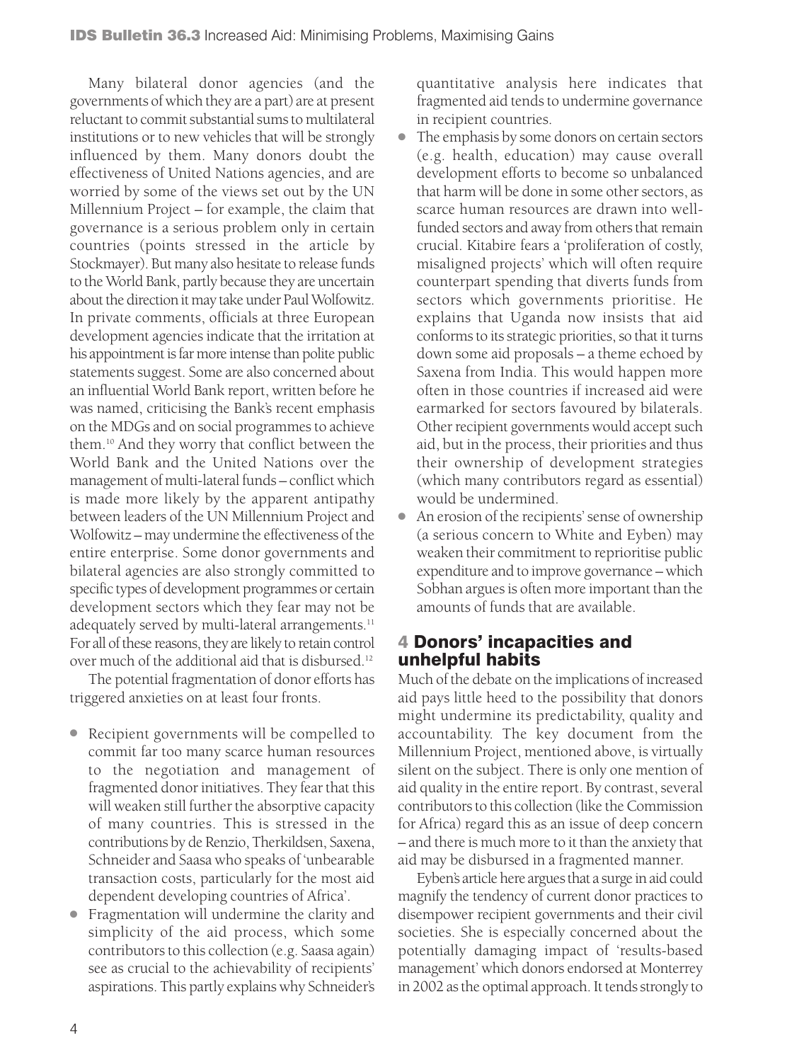Many bilateral donor agencies (and the governments of which they are a part) are at present reluctant to commit substantial sums to multilateral institutions or to new vehicles that will be strongly influenced by them. Many donors doubt the effectiveness of United Nations agencies, and are worried by some of the views set out by the UN Millennium Project – for example, the claim that governance is a serious problem only in certain countries (points stressed in the article by Stockmayer). But many also hesitate to release funds to the World Bank, partly because they are uncertain about the direction it may take under Paul Wolfowitz. In private comments, officials at three European development agencies indicate that the irritation at his appointment is far more intense than polite public statements suggest. Some are also concerned about an influential World Bank report, written before he was named, criticising the Bank's recent emphasis on the MDGs and on social programmes to achieve them.[10] And they worry that conflict between the World Bank and the United Nations over the management of multi-lateral funds – conflict which is made more likely by the apparent antipathy between leaders of the UN Millennium Project and Wolfowitz – may undermine the effectiveness of the entire enterprise. Some donor governments and bilateral agencies are also strongly committed to specific types of development programmes or certain development sectors which they fear may not be adequately served by multi-lateral arrangements.[11] For all of these reasons, they are likely to retain control over much of the additional aid that is disbursed.[12]

The potential fragmentation of donor efforts has triggered anxieties on at least four fronts.

- Recipient governments will be compelled to commit far too many scarce human resources to the negotiation and management of fragmented donor initiatives. They fear that this will weaken still further the absorptive capacity of many countries. This is stressed in the contributions by de Renzio, Therkildsen, Saxena, Schneider and Saasa who speaks of 'unbearable transaction costs, particularly for the most aid dependent developing countries of Africa'.
- Fragmentation will undermine the clarity and simplicity of the aid process, which some contributors to this collection (e.g. Saasa again) see as crucial to the achievability of recipients' aspirations. This partly explains why Schneider's quantitative analysis here indicates that fragmented aid tends to undermine governance in recipient countries.
- The emphasis by some donors on certain sectors (e.g. health, education) may cause overall development efforts to become so unbalanced that harm will be done in some other sectors, as scarce human resources are drawn into well-funded sectors and away from others that remain crucial. Kitabire fears a 'proliferation of costly, misaligned projects' which will often require counterpart spending that diverts funds from sectors which governments prioritise. He explains that Uganda now insists that aid conforms to its strategic priorities, so that it turns down some aid proposals – a theme echoed by Saxena from India. This would happen more often in those countries if increased aid were earmarked for sectors favoured by bilaterals. Other recipient governments would accept such aid, but in the process, their priorities and thus their ownership of development strategies (which many contributors regard as essential) would be undermined.
- An erosion of the recipients' sense of ownership (a serious concern to White and Eyben) may weaken their commitment to reprioritise public expenditure and to improve governance – which Sobhan argues is often more important than the amounts of funds that are available.

## 4 Donors' incapacities and unhelpful habits

Much of the debate on the implications of increased aid pays little heed to the possibility that donors might undermine its predictability, quality and accountability. The key document from the Millennium Project, mentioned above, is virtually silent on the subject. There is only one mention of aid quality in the entire report. By contrast, several contributors to this collection (like the Commission for Africa) regard this as an issue of deep concern – and there is much more to it than the anxiety that aid may be disbursed in a fragmented manner.

Eyben's article here argues that a surge in aid could magnify the tendency of current donor practices to disempower recipient governments and their civil societies. She is especially concerned about the potentially damaging impact of 'results-based management' which donors endorsed at Monterrey in 2002 as the optimal approach. It tends strongly to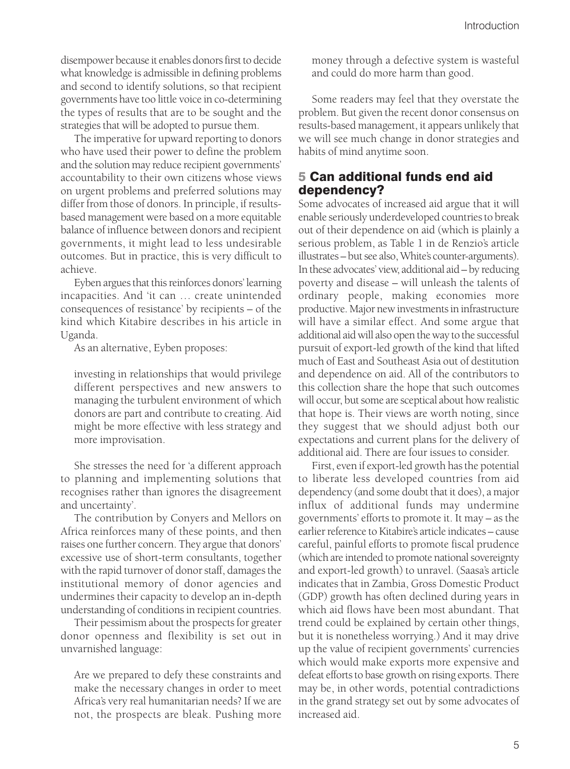disempower because it enables donors first to decide what knowledge is admissible in defining problems and second to identify solutions, so that recipient governments have too little voice in co-determining the types of results that are to be sought and the strategies that will be adopted to pursue them.

The imperative for upward reporting to donors who have used their power to define the problem and the solution may reduce recipient governments' accountability to their own citizens whose views on urgent problems and preferred solutions may differ from those of donors. In principle, if results-based management were based on a more equitable balance of influence between donors and recipient governments, it might lead to less undesirable outcomes. But in practice, this is very difficult to achieve.

Eyben argues that this reinforces donors' learning incapacities. And 'it can … create unintended consequences of resistance' by recipients – of the kind which Kitabire describes in his article in Uganda.

As an alternative, Eyben proposes:

> investing in relationships that would privilege different perspectives and new answers to managing the turbulent environment of which donors are part and contribute to creating. Aid might be more effective with less strategy and more improvisation.

She stresses the need for 'a different approach to planning and implementing solutions that recognises rather than ignores the disagreement and uncertainty'.

The contribution by Conyers and Mellors on Africa reinforces many of these points, and then raises one further concern. They argue that donors' excessive use of short-term consultants, together with the rapid turnover of donor staff, damages the institutional memory of donor agencies and undermines their capacity to develop an in-depth understanding of conditions in recipient countries.

Their pessimism about the prospects for greater donor openness and flexibility is set out in unvarnished language:

> Are we prepared to defy these constraints and make the necessary changes in order to meet Africa's very real humanitarian needs? If we are not, the prospects are bleak. Pushing more money through a defective system is wasteful and could do more harm than good.

Some readers may feel that they overstate the problem. But given the recent donor consensus on results-based management, it appears unlikely that we will see much change in donor strategies and habits of mind anytime soon.

## 5 Can additional funds end aid dependency?

Some advocates of increased aid argue that it will enable seriously underdeveloped countries to break out of their dependence on aid (which is plainly a serious problem, as Table 1 in de Renzio's article illustrates – but see also, White's counter-arguments). In these advocates' view, additional aid – by reducing poverty and disease – will unleash the talents of ordinary people, making economies more productive. Major new investments in infrastructure will have a similar effect. And some argue that additional aid will also open the way to the successful pursuit of export-led growth of the kind that lifted much of East and Southeast Asia out of destitution and dependence on aid. All of the contributors to this collection share the hope that such outcomes will occur, but some are sceptical about how realistic that hope is. Their views are worth noting, since they suggest that we should adjust both our expectations and current plans for the delivery of additional aid. There are four issues to consider.

First, even if export-led growth has the potential to liberate less developed countries from aid dependency (and some doubt that it does), a major influx of additional funds may undermine governments' efforts to promote it. It may – as the earlier reference to Kitabire's article indicates – cause careful, painful efforts to promote fiscal prudence (which are intended to promote national sovereignty and export-led growth) to unravel. (Saasa's article indicates that in Zambia, Gross Domestic Product (GDP) growth has often declined during years in which aid flows have been most abundant. That trend could be explained by certain other things, but it is nonetheless worrying.) And it may drive up the value of recipient governments' currencies which would make exports more expensive and defeat efforts to base growth on rising exports. There may be, in other words, potential contradictions in the grand strategy set out by some advocates of increased aid.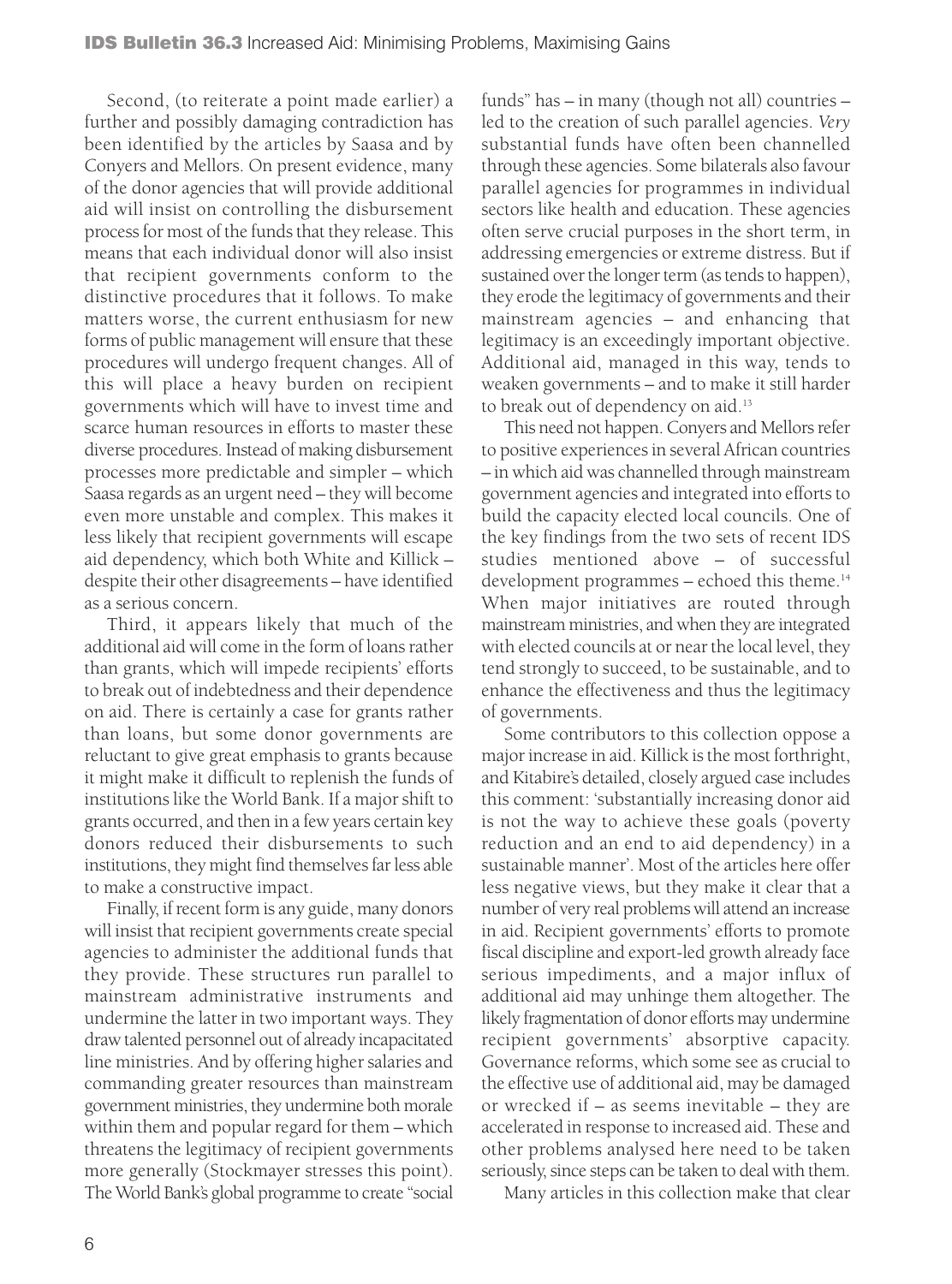Second, (to reiterate a point made earlier) a further and possibly damaging contradiction has been identified by the articles by Saasa and by Conyers and Mellors. On present evidence, many of the donor agencies that will provide additional aid will insist on controlling the disbursement process for most of the funds that they release. This means that each individual donor will also insist that recipient governments conform to the distinctive procedures that it follows. To make matters worse, the current enthusiasm for new forms of public management will ensure that these procedures will undergo frequent changes. All of this will place a heavy burden on recipient governments which will have to invest time and scarce human resources in efforts to master these diverse procedures. Instead of making disbursement processes more predictable and simpler – which Saasa regards as an urgent need – they will become even more unstable and complex. This makes it less likely that recipient governments will escape aid dependency, which both White and Killick – despite their other disagreements – have identified as a serious concern.

Third, it appears likely that much of the additional aid will come in the form of loans rather than grants, which will impede recipients' efforts to break out of indebtedness and their dependence on aid. There is certainly a case for grants rather than loans, but some donor governments are reluctant to give great emphasis to grants because it might make it difficult to replenish the funds of institutions like the World Bank. If a major shift to grants occurred, and then in a few years certain key donors reduced their disbursements to such institutions, they might find themselves far less able to make a constructive impact.

Finally, if recent form is any guide, many donors will insist that recipient governments create special agencies to administer the additional funds that they provide. These structures run parallel to mainstream administrative instruments and undermine the latter in two important ways. They draw talented personnel out of already incapacitated line ministries. And by offering higher salaries and commanding greater resources than mainstream government ministries, they undermine both morale within them and popular regard for them – which threatens the legitimacy of recipient governments more generally (Stockmayer stresses this point). The World Bank's global programme to create "social funds" has – in many (though not all) countries – led to the creation of such parallel agencies. *Very* substantial funds have often been channelled through these agencies. Some bilaterals also favour parallel agencies for programmes in individual sectors like health and education. These agencies often serve crucial purposes in the short term, in addressing emergencies or extreme distress. But if sustained over the longer term (as tends to happen), they erode the legitimacy of governments and their mainstream agencies – and enhancing that legitimacy is an exceedingly important objective. Additional aid, managed in this way, tends to weaken governments – and to make it still harder to break out of dependency on aid.[13]

This need not happen. Conyers and Mellors refer to positive experiences in several African countries – in which aid was channelled through mainstream government agencies and integrated into efforts to build the capacity elected local councils. One of the key findings from the two sets of recent IDS studies mentioned above – of successful development programmes – echoed this theme.[14] When major initiatives are routed through mainstream ministries, and when they are integrated with elected councils at or near the local level, they tend strongly to succeed, to be sustainable, and to enhance the effectiveness and thus the legitimacy of governments.

Some contributors to this collection oppose a major increase in aid. Killick is the most forthright, and Kitabire's detailed, closely argued case includes this comment: 'substantially increasing donor aid is not the way to achieve these goals (poverty reduction and an end to aid dependency) in a sustainable manner'. Most of the articles here offer less negative views, but they make it clear that a number of very real problems will attend an increase in aid. Recipient governments' efforts to promote fiscal discipline and export-led growth already face serious impediments, and a major influx of additional aid may unhinge them altogether. The likely fragmentation of donor efforts may undermine recipient governments' absorptive capacity. Governance reforms, which some see as crucial to the effective use of additional aid, may be damaged or wrecked if – as seems inevitable – they are accelerated in response to increased aid. These and other problems analysed here need to be taken seriously, since steps can be taken to deal with them.

Many articles in this collection make that clear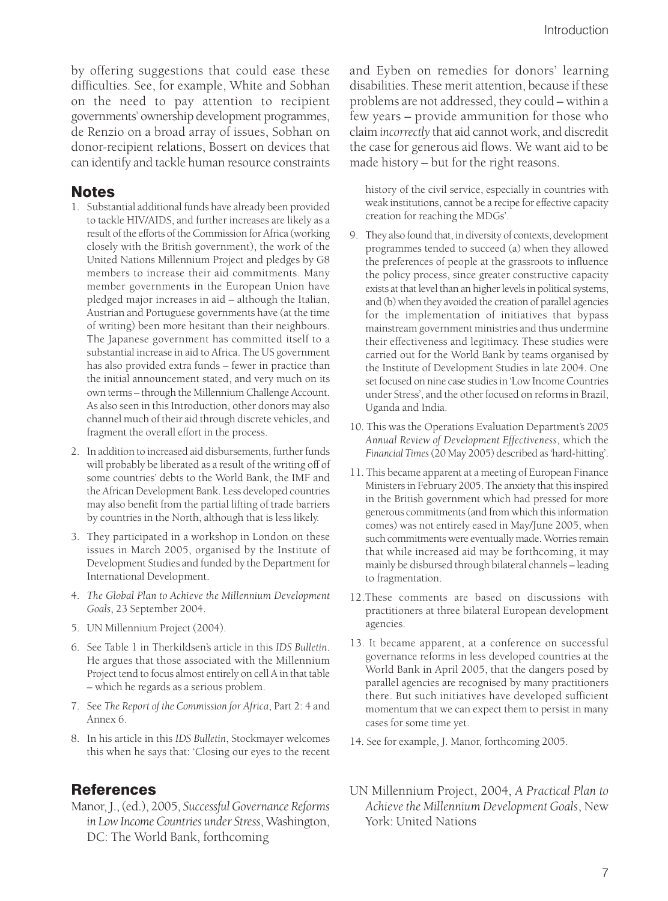by offering suggestions that could ease these difficulties. See, for example, White and Sobhan on the need to pay attention to recipient governments' ownership development programmes, de Renzio on a broad array of issues, Sobhan on donor-recipient relations, Bossert on devices that can identify and tackle human resource constraints and Eyben on remedies for donors' learning disabilities. These merit attention, because if these problems are not addressed, they could – within a few years – provide ammunition for those who claim *incorrectly* that aid cannot work, and discredit the case for generous aid flows. We want aid to be made history – but for the right reasons.

## Notes

1. Substantial additional funds have already been provided to tackle HIV/AIDS, and further increases are likely as a result of the efforts of the Commission for Africa (working closely with the British government), the work of the United Nations Millennium Project and pledges by G8 members to increase their aid commitments. Many member governments in the European Union have pledged major increases in aid – although the Italian, Austrian and Portuguese governments have (at the time of writing) been more hesitant than their neighbours. The Japanese government has committed itself to a substantial increase in aid to Africa. The US government has also provided extra funds – fewer in practice than the initial announcement stated, and very much on its own terms – through the Millennium Challenge Account. As also seen in this Introduction, other donors may also channel much of their aid through discrete vehicles, and fragment the overall effort in the process.
2. In addition to increased aid disbursements, further funds will probably be liberated as a result of the writing off of some countries' debts to the World Bank, the IMF and the African Development Bank. Less developed countries may also benefit from the partial lifting of trade barriers by countries in the North, although that is less likely.
3. They participated in a workshop in London on these issues in March 2005, organised by the Institute of Development Studies and funded by the Department for International Development.
4. *The Global Plan to Achieve the Millennium Development Goals*, 23 September 2004.
5. UN Millennium Project (2004).
6. See Table 1 in Therkildsen's article in this *IDS Bulletin*. He argues that those associated with the Millennium Project tend to focus almost entirely on cell A in that table – which he regards as a serious problem.
7. See *The Report of the Commission for Africa*, Part 2: 4 and Annex 6.
8. In his article in this *IDS Bulletin*, Stockmayer welcomes this when he says that: 'Closing our eyes to the recent history of the civil service, especially in countries with weak institutions, cannot be a recipe for effective capacity creation for reaching the MDGs'.
9. They also found that, in diversity of contexts, development programmes tended to succeed (a) when they allowed the preferences of people at the grassroots to influence the policy process, since greater constructive capacity exists at that level than an higher levels in political systems, and (b) when they avoided the creation of parallel agencies for the implementation of initiatives that bypass mainstream government ministries and thus undermine their effectiveness and legitimacy. These studies were carried out for the World Bank by teams organised by the Institute of Development Studies in late 2004. One set focused on nine case studies in 'Low Income Countries under Stress', and the other focused on reforms in Brazil, Uganda and India.
10. This was the Operations Evaluation Department's *2005 Annual Review of Development Effectiveness*, which the *Financial Times* (20 May 2005) described as 'hard-hitting'.
11. This became apparent at a meeting of European Finance Ministers in February 2005. The anxiety that this inspired in the British government which had pressed for more generous commitments (and from which this information comes) was not entirely eased in May/June 2005, when such commitments were eventually made. Worries remain that while increased aid may be forthcoming, it may mainly be disbursed through bilateral channels – leading to fragmentation.
12. These comments are based on discussions with practitioners at three bilateral European development agencies.
13. It became apparent, at a conference on successful governance reforms in less developed countries at the World Bank in April 2005, that the dangers posed by parallel agencies are recognised by many practitioners there. But such initiatives have developed sufficient momentum that we can expect them to persist in many cases for some time yet.
14. See for example, J. Manor, forthcoming 2005.

## References

Manor, J., (ed.), 2005, *Successful Governance Reforms in Low Income Countries under Stress*, Washington, DC: The World Bank, forthcoming

UN Millennium Project, 2004, *A Practical Plan to Achieve the Millennium Development Goals*, New York: United Nations